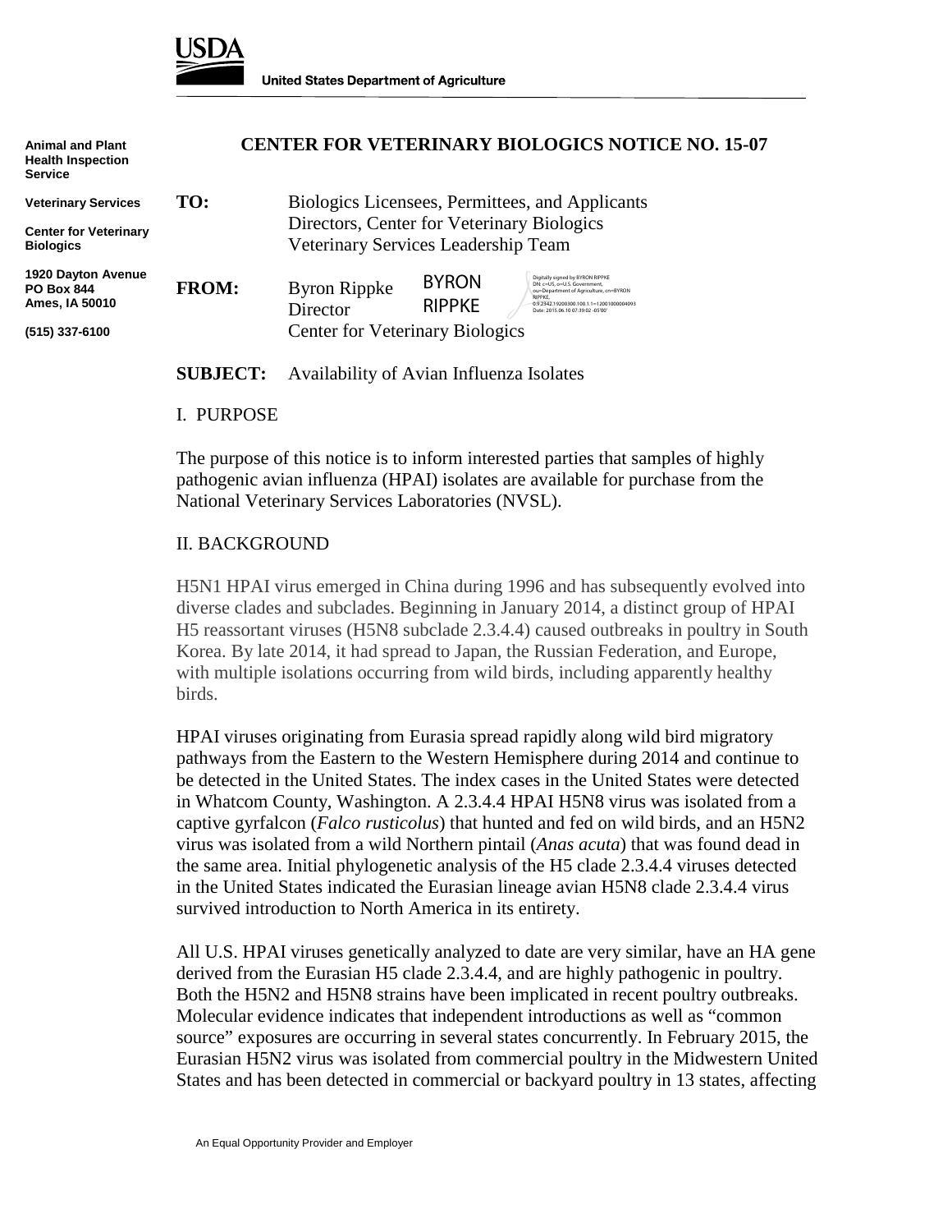USDA

**United States Department of Agriculture**

**Animal and Plant Health Inspection Service**

**Veterinary Services**

**Center for Veterinary Biologics**

**1920 Dayton Avenue**
**PO Box 844**
**Ames, IA 50010**

**(515) 337-6100**

# CENTER FOR VETERINARY BIOLOGICS NOTICE NO. 15-07

**TO:** Biologics Licensees, Permittees, and Applicants
Directors, Center for Veterinary Biologics
Veterinary Services Leadership Team

**FROM:** Byron Rippke
Director
Center for Veterinary Biologics

BYRON RIPPKE

Digitally signed by BYRON RIPPKE
DN: c=US, o=U.S. Government, ou=Department of Agriculture, cn=BYRON RIPPKE, 0.9.2342.19200300.100.1.1=12001000004093
Date: 2015.06.10 07:39:02 -05'00'

**SUBJECT:** Availability of Avian Influenza Isolates

## I. PURPOSE

The purpose of this notice is to inform interested parties that samples of highly pathogenic avian influenza (HPAI) isolates are available for purchase from the National Veterinary Services Laboratories (NVSL).

## II. BACKGROUND

H5N1 HPAI virus emerged in China during 1996 and has subsequently evolved into diverse clades and subclades. Beginning in January 2014, a distinct group of HPAI H5 reassortant viruses (H5N8 subclade 2.3.4.4) caused outbreaks in poultry in South Korea. By late 2014, it had spread to Japan, the Russian Federation, and Europe, with multiple isolations occurring from wild birds, including apparently healthy birds.

HPAI viruses originating from Eurasia spread rapidly along wild bird migratory pathways from the Eastern to the Western Hemisphere during 2014 and continue to be detected in the United States. The index cases in the United States were detected in Whatcom County, Washington. A 2.3.4.4 HPAI H5N8 virus was isolated from a captive gyrfalcon (*Falco rusticolus*) that hunted and fed on wild birds, and an H5N2 virus was isolated from a wild Northern pintail (*Anas acuta*) that was found dead in the same area. Initial phylogenetic analysis of the H5 clade 2.3.4.4 viruses detected in the United States indicated the Eurasian lineage avian H5N8 clade 2.3.4.4 virus survived introduction to North America in its entirety.

All U.S. HPAI viruses genetically analyzed to date are very similar, have an HA gene derived from the Eurasian H5 clade 2.3.4.4, and are highly pathogenic in poultry. Both the H5N2 and H5N8 strains have been implicated in recent poultry outbreaks. Molecular evidence indicates that independent introductions as well as "common source" exposures are occurring in several states concurrently. In February 2015, the Eurasian H5N2 virus was isolated from commercial poultry in the Midwestern United States and has been detected in commercial or backyard poultry in 13 states, affecting

An Equal Opportunity Provider and Employer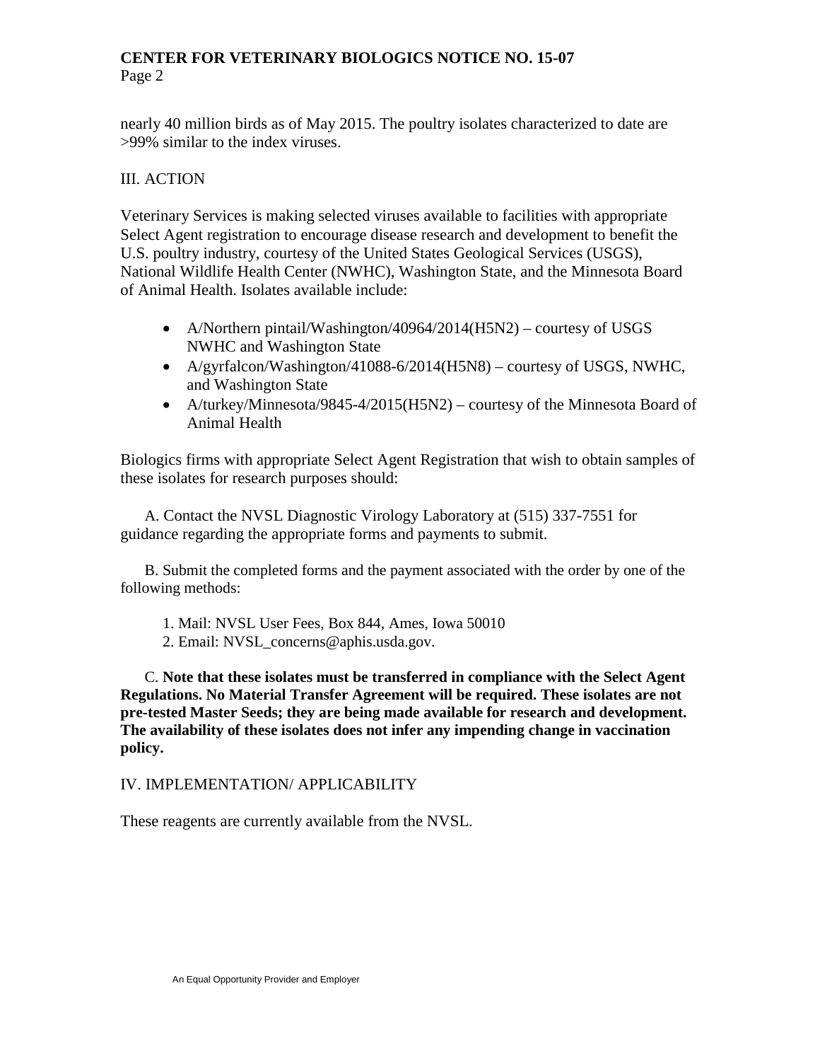nearly 40 million birds as of May 2015. The poultry isolates characterized to date are >99% similar to the index viruses.

## III. ACTION

Veterinary Services is making selected viruses available to facilities with appropriate Select Agent registration to encourage disease research and development to benefit the U.S. poultry industry, courtesy of the United States Geological Services (USGS), National Wildlife Health Center (NWHC), Washington State, and the Minnesota Board of Animal Health. Isolates available include:

- A/Northern pintail/Washington/40964/2014(H5N2) – courtesy of USGS NWHC and Washington State
- A/gyrfalcon/Washington/41088-6/2014(H5N8) – courtesy of USGS, NWHC, and Washington State
- A/turkey/Minnesota/9845-4/2015(H5N2) – courtesy of the Minnesota Board of Animal Health

Biologics firms with appropriate Select Agent Registration that wish to obtain samples of these isolates for research purposes should:

A. Contact the NVSL Diagnostic Virology Laboratory at (515) 337-7551 for guidance regarding the appropriate forms and payments to submit.

B. Submit the completed forms and the payment associated with the order by one of the following methods:

1. Mail: NVSL User Fees, Box 844, Ames, Iowa 50010
2. Email: NVSL_concerns@aphis.usda.gov.

C. **Note that these isolates must be transferred in compliance with the Select Agent Regulations. No Material Transfer Agreement will be required. These isolates are not pre-tested Master Seeds; they are being made available for research and development. The availability of these isolates does not infer any impending change in vaccination policy.**

## IV. IMPLEMENTATION/ APPLICABILITY

These reagents are currently available from the NVSL.

An Equal Opportunity Provider and Employer